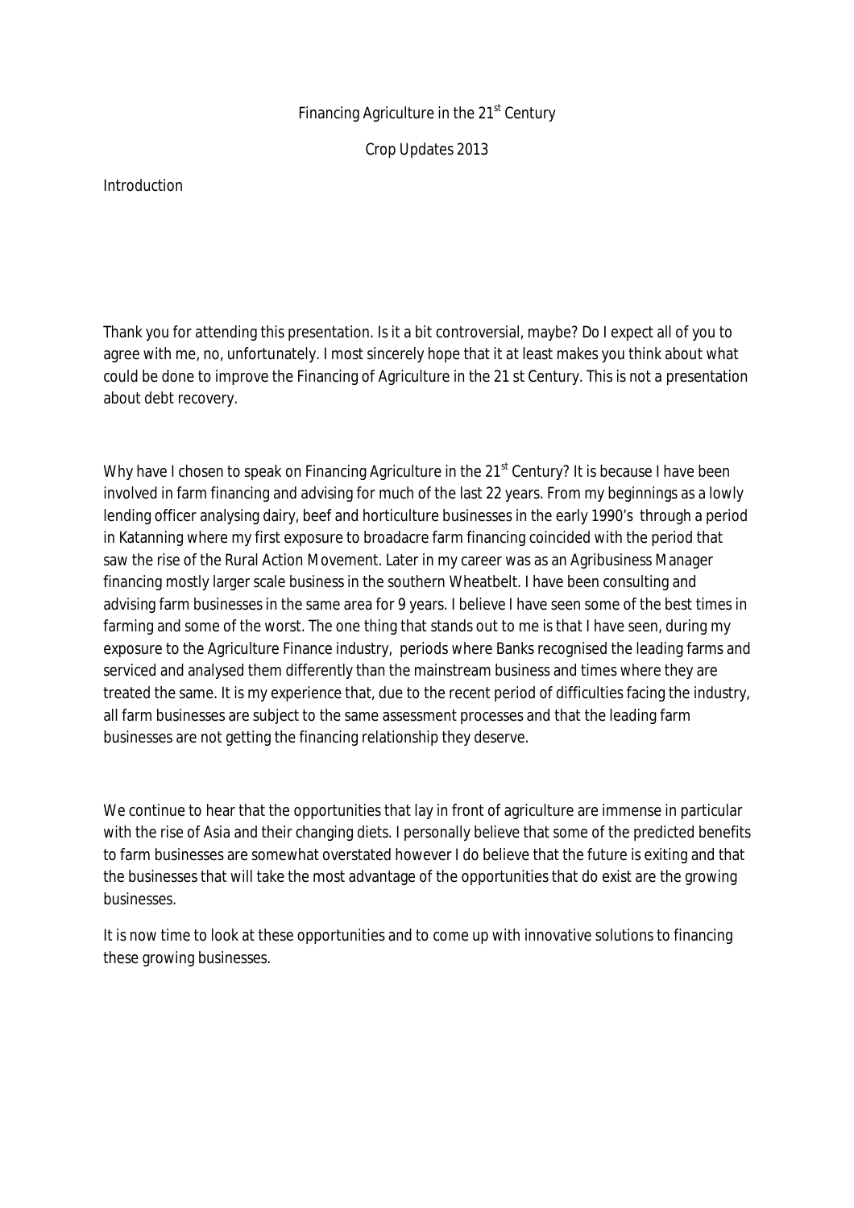# Financing Agriculture in the 21st Century

## Crop Updates 2013

### Introduction

Thank you for attending this presentation. Is it a bit controversial, maybe? Do I expect all of you to agree with me, no, unfortunately. I most sincerely hope that it at least makes you think about what could be done to improve the Financing of Agriculture in the 21 st Century. This is not a presentation about debt recovery.

Why have I chosen to speak on Financing Agriculture in the 21st Century? It is because I have been involved in farm financing and advising for much of the last 22 years. From my beginnings as a lowly lending officer analysing dairy, beef and horticulture businesses in the early 1990's through a period in Katanning where my first exposure to broadacre farm financing coincided with the period that saw the rise of the Rural Action Movement. Later in my career was as an Agribusiness Manager financing mostly larger scale business in the southern Wheatbelt. I have been consulting and advising farm businesses in the same area for 9 years. I believe I have seen some of the best times in farming and some of the worst. The one thing that stands out to me is that I have seen, during my exposure to the Agriculture Finance industry, periods where Banks recognised the leading farms and serviced and analysed them differently than the mainstream business and times where they are treated the same. It is my experience that, due to the recent period of difficulties facing the industry, all farm businesses are subject to the same assessment processes and that the leading farm businesses are not getting the financing relationship they deserve.

We continue to hear that the opportunities that lay in front of agriculture are immense in particular with the rise of Asia and their changing diets. I personally believe that some of the predicted benefits to farm businesses are somewhat overstated however I do believe that the future is exiting and that the businesses that will take the most advantage of the opportunities that do exist are the growing businesses.

It is now time to look at these opportunities and to come up with innovative solutions to financing these growing businesses.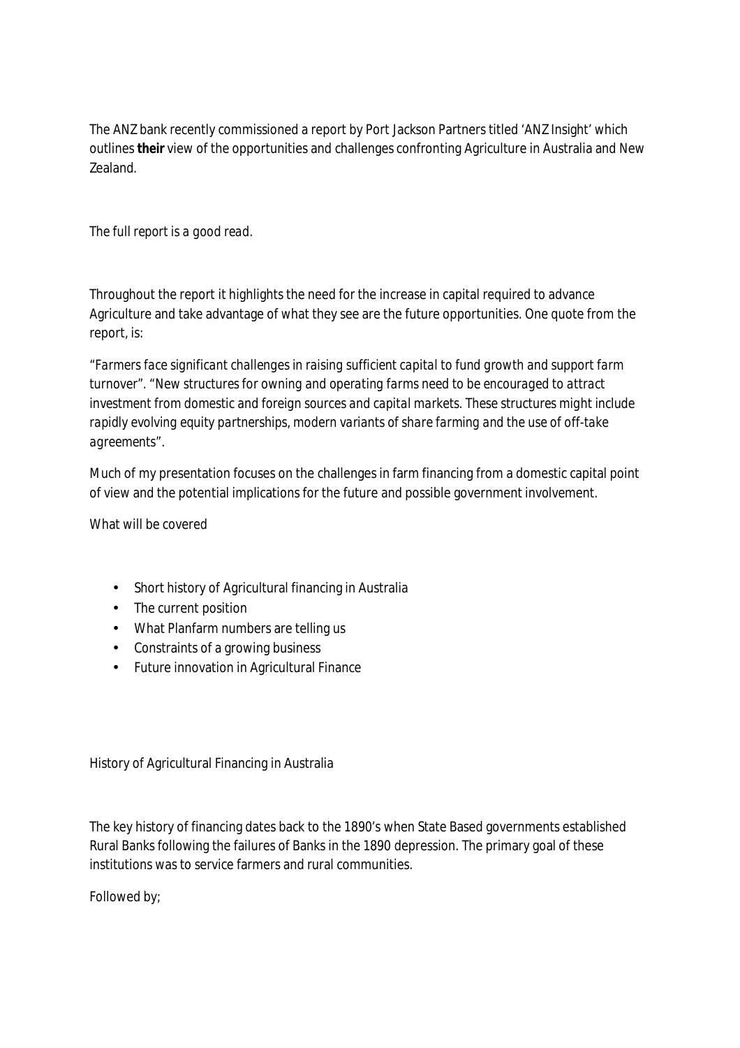The ANZ bank recently commissioned a report by Port Jackson Partners titled 'ANZ Insight' which outlines **their** view of the opportunities and challenges confronting Agriculture in Australia and New Zealand.

*The full report is a good read.*

Throughout the report it highlights the need for the increase in capital required to advance Agriculture and take advantage of what they see are the future opportunities. One quote from the report, is:

*"Farmers face significant challenges in raising sufficient capital to fund growth and support farm turnover". "New structures for owning and operating farms need to be encouraged to attract investment from domestic and foreign sources and capital markets. These structures might include rapidly evolving equity partnerships, modern variants of share farming and the use of off-take agreements".*

Much of my presentation focuses on the challenges in farm financing from a domestic capital point of view and the potential implications for the future and possible government involvement.

What will be covered

- Short history of Agricultural financing in Australia
- The current position
- What Planfarm numbers are telling us
- Constraints of a growing business
- Future innovation in Agricultural Finance

History of Agricultural Financing in Australia

The key history of financing dates back to the 1890's when State Based governments established Rural Banks following the failures of Banks in the 1890 depression. The primary goal of these institutions was to service farmers and rural communities.

Followed by;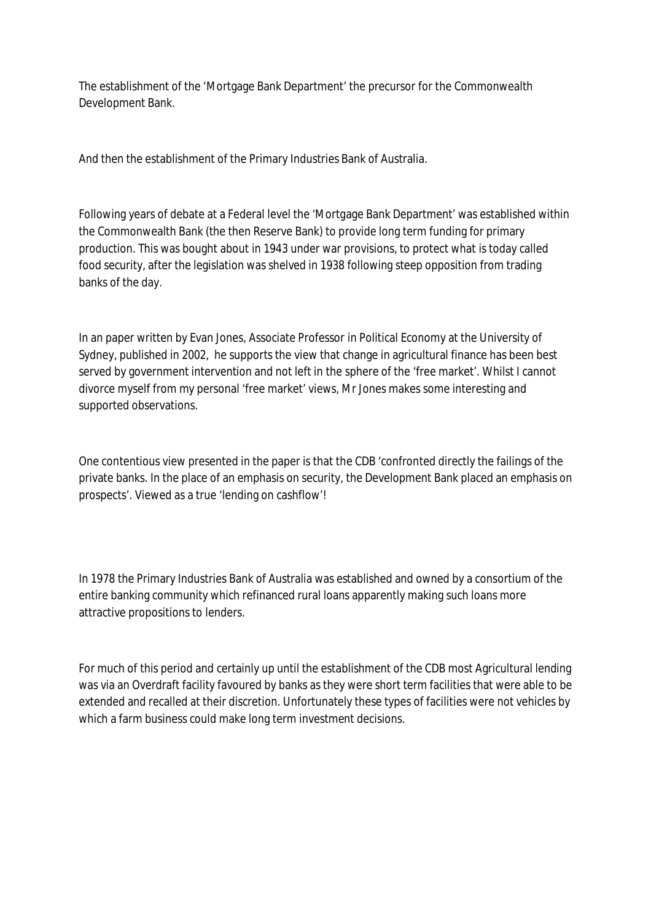The establishment of the 'Mortgage Bank Department' the precursor for the Commonwealth Development Bank.

And then the establishment of the Primary Industries Bank of Australia.

Following years of debate at a Federal level the 'Mortgage Bank Department' was established within the Commonwealth Bank (the then Reserve Bank) to provide long term funding for primary production. This was bought about in 1943 under war provisions, to protect what is today called food security, after the legislation was shelved in 1938 following steep opposition from trading banks of the day.

In an paper written by Evan Jones, Associate Professor in Political Economy at the University of Sydney, published in 2002, he supports the view that change in agricultural finance has been best served by government intervention and not left in the sphere of the 'free market'. Whilst I cannot divorce myself from my personal 'free market' views, Mr Jones makes some interesting and supported observations.

One contentious view presented in the paper is that the CDB 'confronted directly the failings of the private banks. In the place of an emphasis on security, the Development Bank placed an emphasis on prospects'. Viewed as a true 'lending on cashflow'!

In 1978 the Primary Industries Bank of Australia was established and owned by a consortium of the entire banking community which refinanced rural loans apparently making such loans more attractive propositions to lenders.

For much of this period and certainly up until the establishment of the CDB most Agricultural lending was via an Overdraft facility favoured by banks as they were short term facilities that were able to be extended and recalled at their discretion. Unfortunately these types of facilities were not vehicles by which a farm business could make long term investment decisions.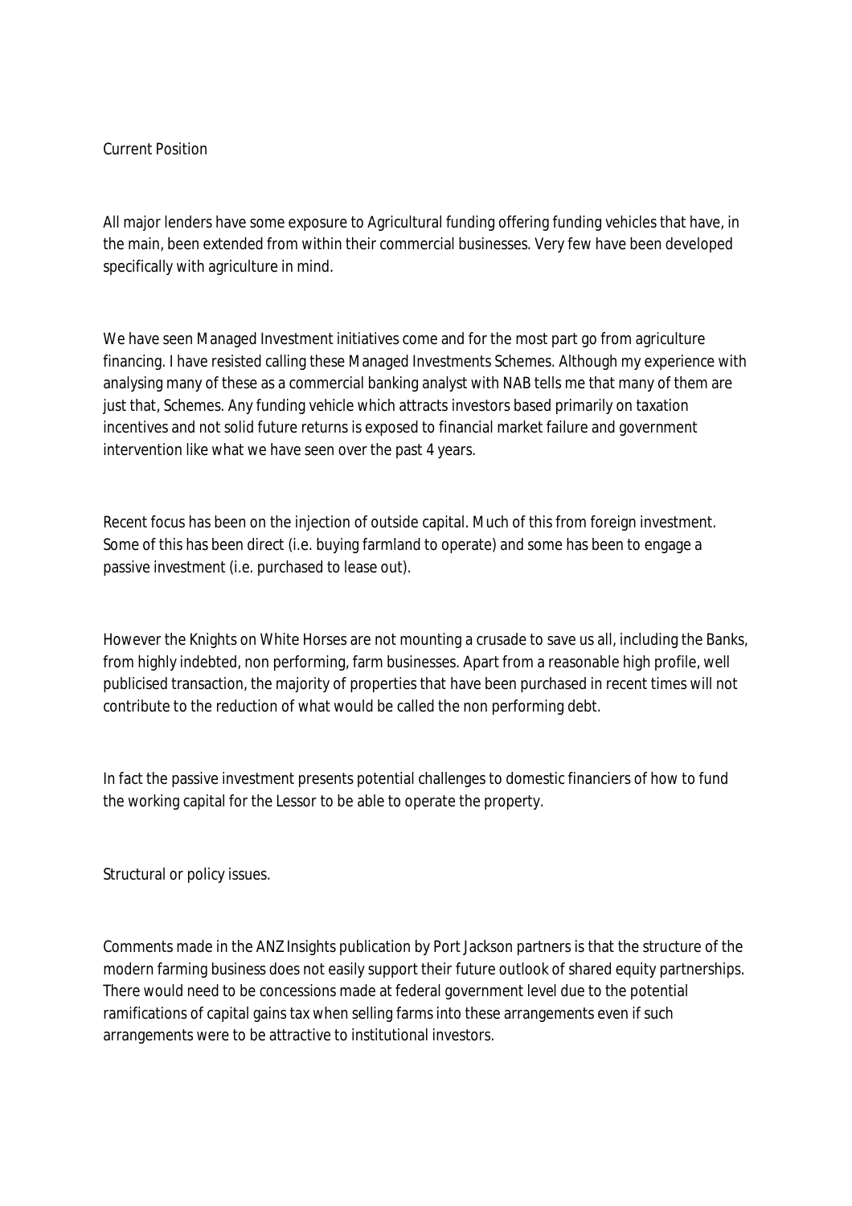## Current Position

All major lenders have some exposure to Agricultural funding offering funding vehicles that have, in the main, been extended from within their commercial businesses. Very few have been developed specifically with agriculture in mind.

We have seen Managed Investment initiatives come and for the most part go from agriculture financing. I have resisted calling these Managed Investments Schemes. Although my experience with analysing many of these as a commercial banking analyst with NAB tells me that many of them are just that, Schemes. Any funding vehicle which attracts investors based primarily on taxation incentives and not solid future returns is exposed to financial market failure and government intervention like what we have seen over the past 4 years.

Recent focus has been on the injection of outside capital. Much of this from foreign investment. Some of this has been direct (i.e. buying farmland to operate) and some has been to engage a passive investment (i.e. purchased to lease out).

However the Knights on White Horses are not mounting a crusade to save us all, including the Banks, from highly indebted, non performing, farm businesses. Apart from a reasonable high profile, well publicised transaction, the majority of properties that have been purchased in recent times will not contribute to the reduction of what would be called the non performing debt.

In fact the passive investment presents potential challenges to domestic financiers of how to fund the working capital for the Lessor to be able to operate the property.

## Structural or policy issues.

Comments made in the ANZ Insights publication by Port Jackson partners is that the structure of the modern farming business does not easily support their future outlook of shared equity partnerships. There would need to be concessions made at federal government level due to the potential ramifications of capital gains tax when selling farms into these arrangements even if such arrangements were to be attractive to institutional investors.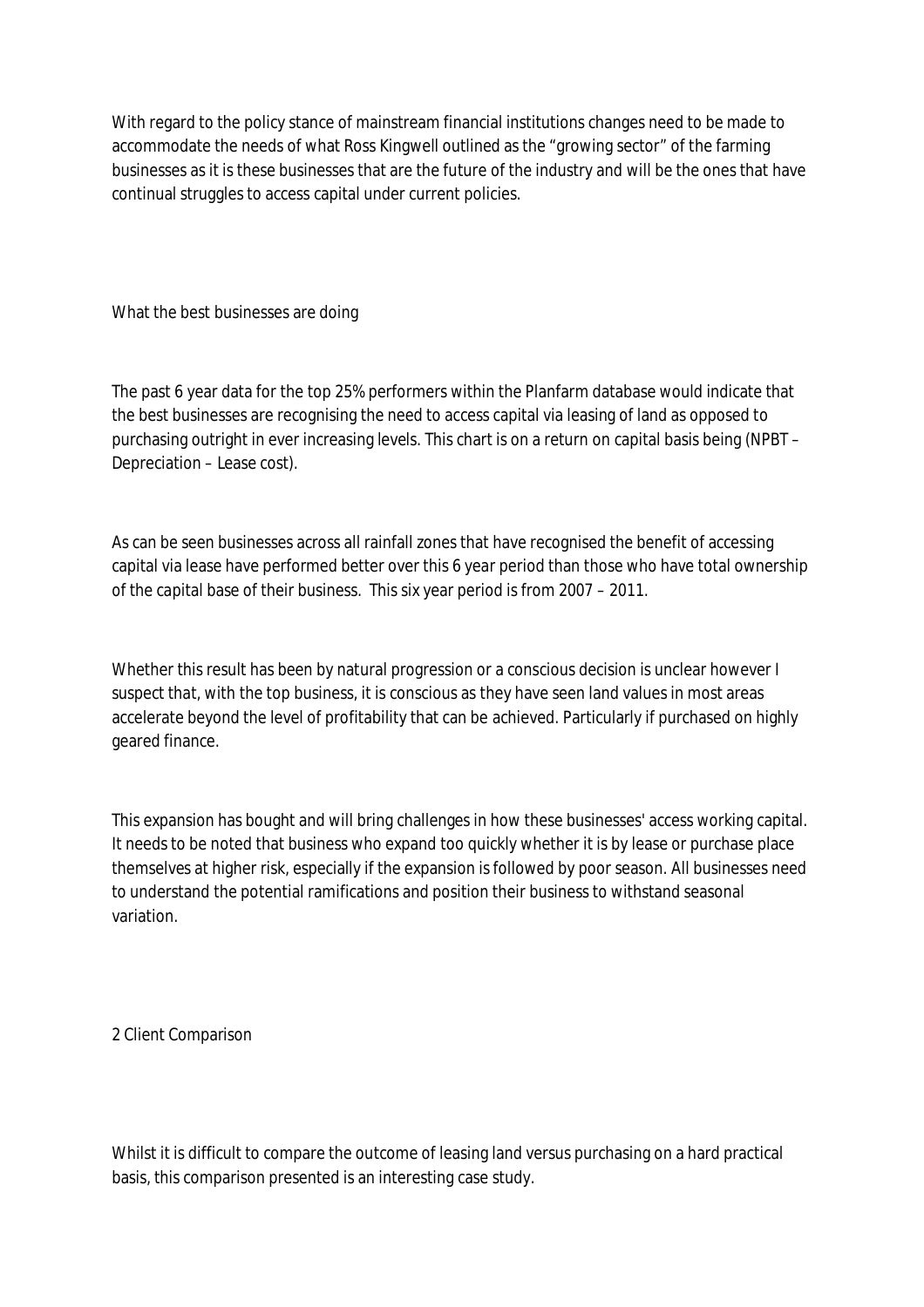With regard to the policy stance of mainstream financial institutions changes need to be made to accommodate the needs of what Ross Kingwell outlined as the "growing sector" of the farming businesses as it is these businesses that are the future of the industry and will be the ones that have continual struggles to access capital under current policies.

## What the best businesses are doing

The past 6 year data for the top 25% performers within the Planfarm database would indicate that the best businesses are recognising the need to access capital via leasing of land as opposed to purchasing outright in ever increasing levels. This chart is on a return on capital basis being (NPBT – Depreciation – Lease cost).

As can be seen businesses across all rainfall zones that have recognised the benefit of accessing capital via lease have performed better over this 6 year period than those who have total ownership of the capital base of their business. This six year period is from 2007 – 2011.

Whether this result has been by natural progression or a conscious decision is unclear however I suspect that, with the top business, it is conscious as they have seen land values in most areas accelerate beyond the level of profitability that can be achieved. Particularly if purchased on highly geared finance.

This expansion has bought and will bring challenges in how these businesses' access working capital. It needs to be noted that business who expand too quickly whether it is by lease or purchase place themselves at higher risk, especially if the expansion is followed by poor season. All businesses need to understand the potential ramifications and position their business to withstand seasonal variation.

## 2 Client Comparison

Whilst it is difficult to compare the outcome of leasing land versus purchasing on a hard practical basis, this comparison presented is an interesting case study.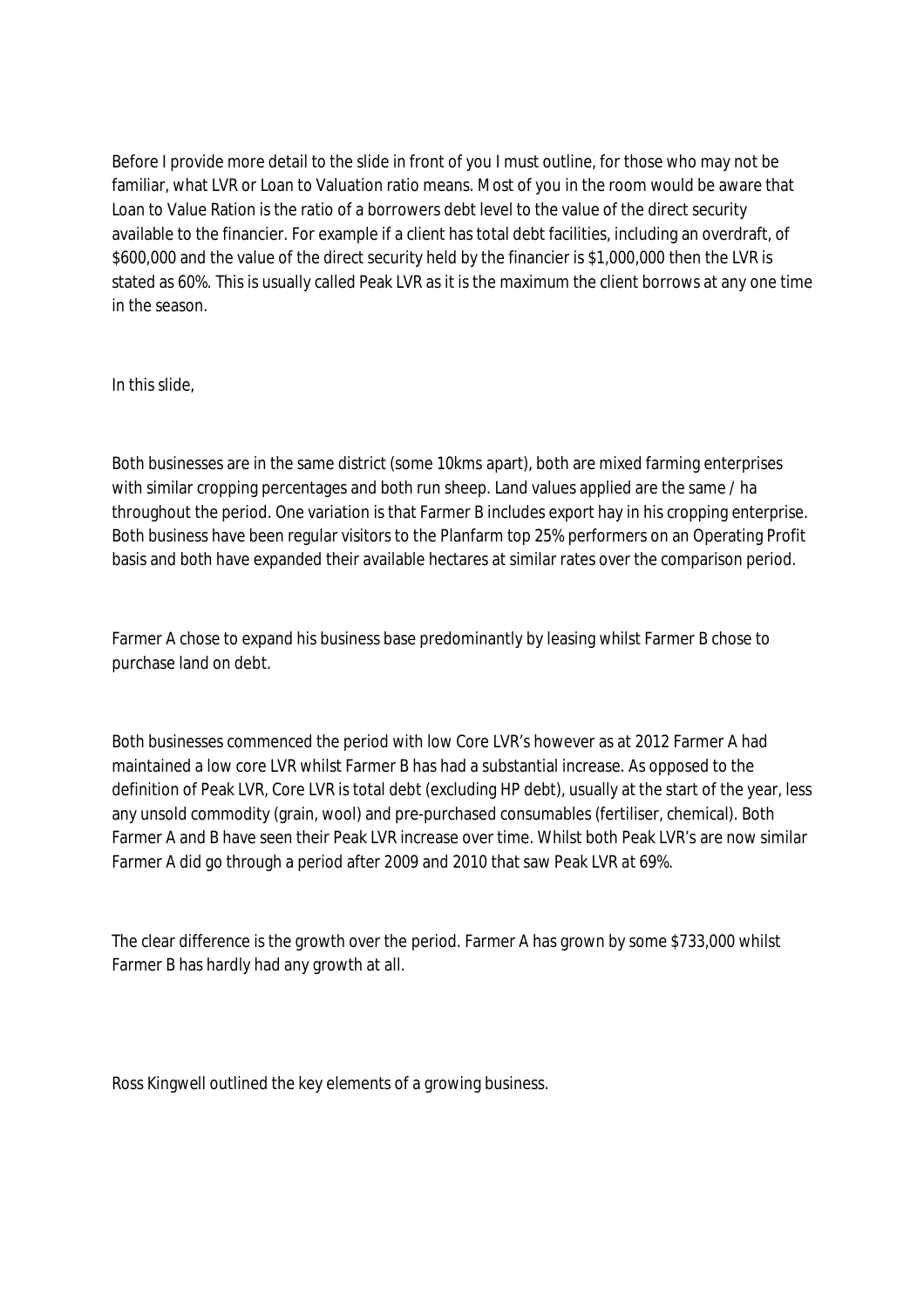Before I provide more detail to the slide in front of you I must outline, for those who may not be familiar, what LVR or Loan to Valuation ratio means. Most of you in the room would be aware that Loan to Value Ration is the ratio of a borrowers debt level to the value of the direct security available to the financier. For example if a client has total debt facilities, including an overdraft, of $600,000 and the value of the direct security held by the financier is $1,000,000 then the LVR is stated as 60%. This is usually called Peak LVR as it is the maximum the client borrows at any one time in the season.

In this slide,

Both businesses are in the same district (some 10kms apart), both are mixed farming enterprises with similar cropping percentages and both run sheep. Land values applied are the same / ha throughout the period. One variation is that Farmer B includes export hay in his cropping enterprise. Both business have been regular visitors to the Planfarm top 25% performers on an Operating Profit basis and both have expanded their available hectares at similar rates over the comparison period.

Farmer A chose to expand his business base predominantly by leasing whilst Farmer B chose to purchase land on debt.

Both businesses commenced the period with low Core LVR's however as at 2012 Farmer A had maintained a low core LVR whilst Farmer B has had a substantial increase. As opposed to the definition of Peak LVR, Core LVR is total debt (excluding HP debt), usually at the start of the year, less any unsold commodity (grain, wool) and pre-purchased consumables (fertiliser, chemical). Both Farmer A and B have seen their Peak LVR increase over time. Whilst both Peak LVR's are now similar Farmer A did go through a period after 2009 and 2010 that saw Peak LVR at 69%.

The clear difference is the growth over the period. Farmer A has grown by some $733,000 whilst Farmer B has hardly had any growth at all.

Ross Kingwell outlined the key elements of a growing business.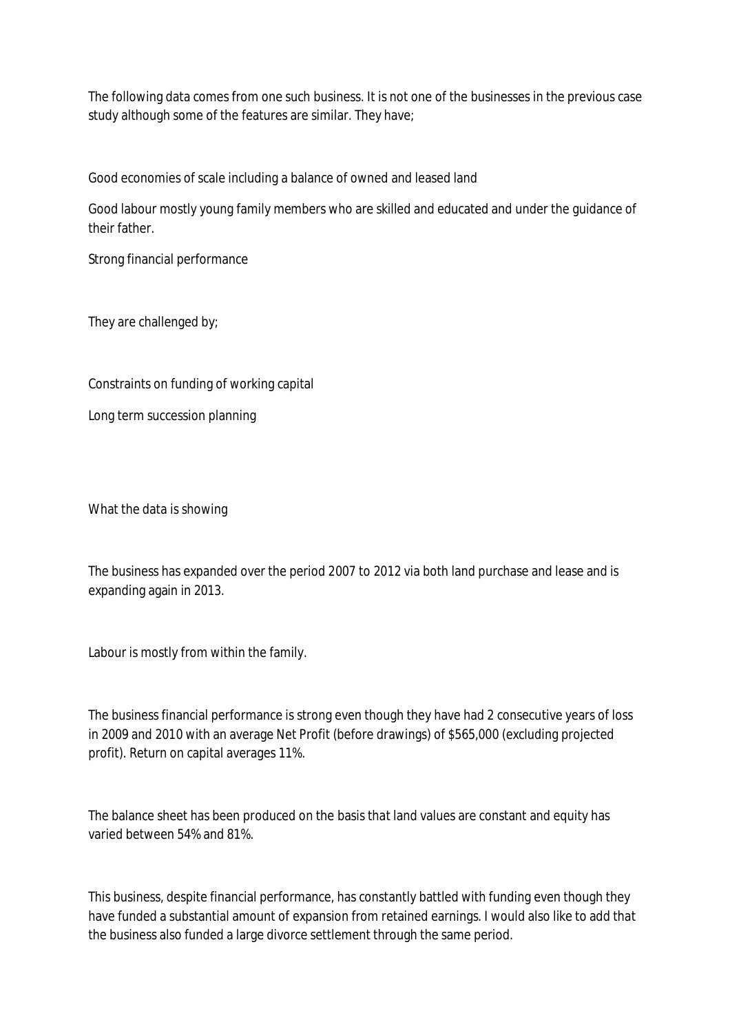The following data comes from one such business. It is not one of the businesses in the previous case study although some of the features are similar. They have;

Good economies of scale including a balance of owned and leased land

Good labour mostly young family members who are skilled and educated and under the guidance of their father.

Strong financial performance

They are challenged by;

Constraints on funding of working capital

Long term succession planning

What the data is showing

The business has expanded over the period 2007 to 2012 via both land purchase and lease and is expanding again in 2013.

Labour is mostly from within the family.

The business financial performance is strong even though they have had 2 consecutive years of loss in 2009 and 2010 with an average Net Profit (before drawings) of $565,000 (excluding projected profit). Return on capital averages 11%.

The balance sheet has been produced on the basis that land values are constant and equity has varied between 54% and 81%.

This business, despite financial performance, has constantly battled with funding even though they have funded a substantial amount of expansion from retained earnings. I would also like to add that the business also funded a large divorce settlement through the same period.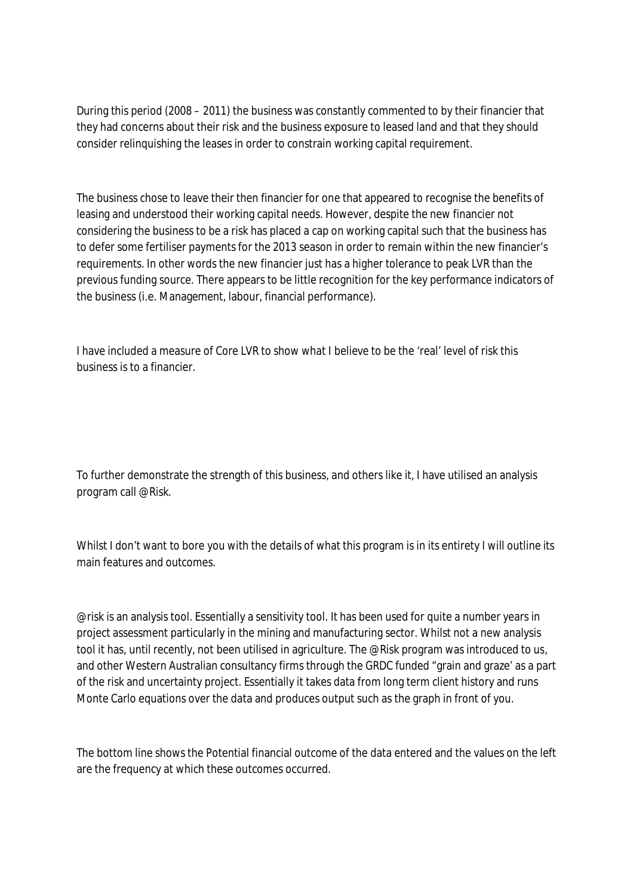During this period (2008 – 2011) the business was constantly commented to by their financier that they had concerns about their risk and the business exposure to leased land and that they should consider relinquishing the leases in order to constrain working capital requirement.

The business chose to leave their then financier for one that appeared to recognise the benefits of leasing and understood their working capital needs. However, despite the new financier not considering the business to be a risk has placed a cap on working capital such that the business has to defer some fertiliser payments for the 2013 season in order to remain within the new financier's requirements. In other words the new financier just has a higher tolerance to peak LVR than the previous funding source. There appears to be little recognition for the key performance indicators of the business (i.e. Management, labour, financial performance).

I have included a measure of Core LVR to show what I believe to be the 'real' level of risk this business is to a financier.

To further demonstrate the strength of this business, and others like it, I have utilised an analysis program call @Risk.

Whilst I don't want to bore you with the details of what this program is in its entirety I will outline its main features and outcomes.

@risk is an analysis tool. Essentially a sensitivity tool. It has been used for quite a number years in project assessment particularly in the mining and manufacturing sector. Whilst not a new analysis tool it has, until recently, not been utilised in agriculture. The @Risk program was introduced to us, and other Western Australian consultancy firms through the GRDC funded "grain and graze' as a part of the risk and uncertainty project. Essentially it takes data from long term client history and runs Monte Carlo equations over the data and produces output such as the graph in front of you.

The bottom line shows the Potential financial outcome of the data entered and the values on the left are the frequency at which these outcomes occurred.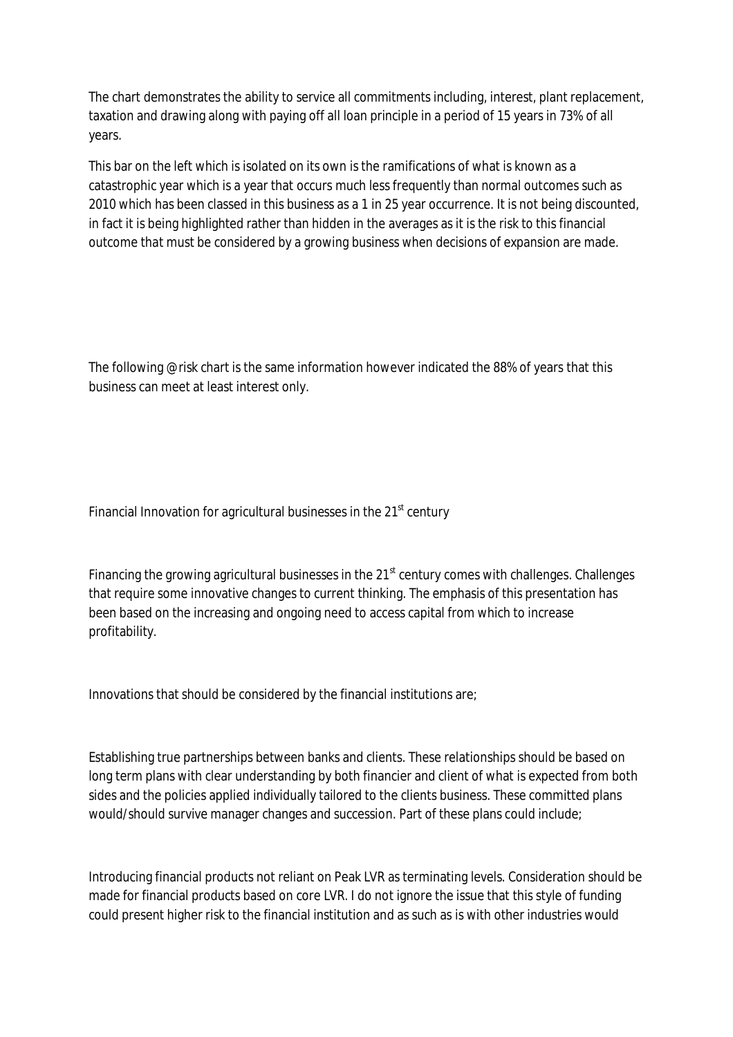The chart demonstrates the ability to service all commitments including, interest, plant replacement, taxation and drawing along with paying off all loan principle in a period of 15 years in 73% of all years.

This bar on the left which is isolated on its own is the ramifications of what is known as a catastrophic year which is a year that occurs much less frequently than normal outcomes such as 2010 which has been classed in this business as a 1 in 25 year occurrence. It is not being discounted, in fact it is being highlighted rather than hidden in the averages as it is the risk to this financial outcome that must be considered by a growing business when decisions of expansion are made.

The following @risk chart is the same information however indicated the 88% of years that this business can meet at least interest only.

Financial Innovation for agricultural businesses in the 21st century

Financing the growing agricultural businesses in the 21st century comes with challenges. Challenges that require some innovative changes to current thinking. The emphasis of this presentation has been based on the increasing and ongoing need to access capital from which to increase profitability.

Innovations that should be considered by the financial institutions are;

Establishing true partnerships between banks and clients. These relationships should be based on long term plans with clear understanding by both financier and client of what is expected from both sides and the policies applied individually tailored to the clients business. These committed plans would/should survive manager changes and succession. Part of these plans could include;

Introducing financial products not reliant on Peak LVR as terminating levels. Consideration should be made for financial products based on core LVR. I do not ignore the issue that this style of funding could present higher risk to the financial institution and as such as is with other industries would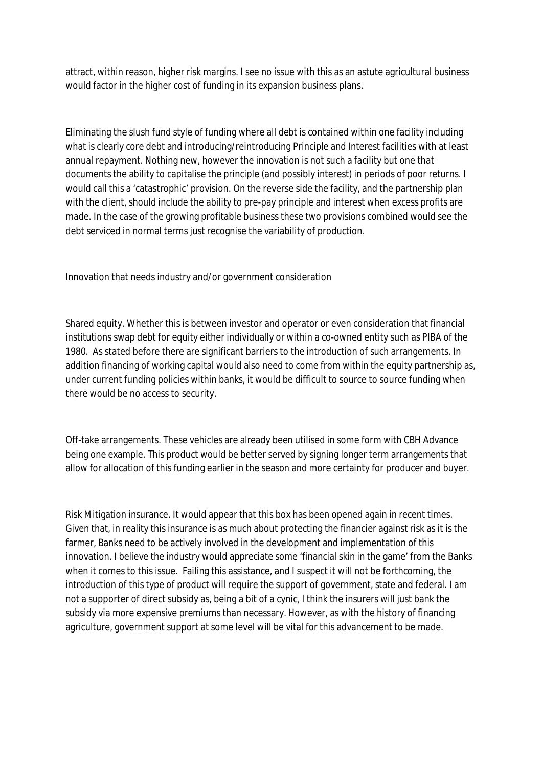attract, within reason, higher risk margins. I see no issue with this as an astute agricultural business would factor in the higher cost of funding in its expansion business plans.

Eliminating the slush fund style of funding where all debt is contained within one facility including what is clearly core debt and introducing/reintroducing Principle and Interest facilities with at least annual repayment. Nothing new, however the innovation is not such a facility but one that documents the ability to capitalise the principle (and possibly interest) in periods of poor returns. I would call this a 'catastrophic' provision. On the reverse side the facility, and the partnership plan with the client, should include the ability to pre-pay principle and interest when excess profits are made. In the case of the growing profitable business these two provisions combined would see the debt serviced in normal terms just recognise the variability of production.

Innovation that needs industry and/or government consideration

Shared equity. Whether this is between investor and operator or even consideration that financial institutions swap debt for equity either individually or within a co-owned entity such as PIBA of the 1980. As stated before there are significant barriers to the introduction of such arrangements. In addition financing of working capital would also need to come from within the equity partnership as, under current funding policies within banks, it would be difficult to source to source funding when there would be no access to security.

Off-take arrangements. These vehicles are already been utilised in some form with CBH Advance being one example. This product would be better served by signing longer term arrangements that allow for allocation of this funding earlier in the season and more certainty for producer and buyer.

Risk Mitigation insurance. It would appear that this box has been opened again in recent times. Given that, in reality this insurance is as much about protecting the financier against risk as it is the farmer, Banks need to be actively involved in the development and implementation of this innovation. I believe the industry would appreciate some 'financial skin in the game' from the Banks when it comes to this issue. Failing this assistance, and I suspect it will not be forthcoming, the introduction of this type of product will require the support of government, state and federal. I am not a supporter of direct subsidy as, being a bit of a cynic, I think the insurers will just bank the subsidy via more expensive premiums than necessary. However, as with the history of financing agriculture, government support at some level will be vital for this advancement to be made.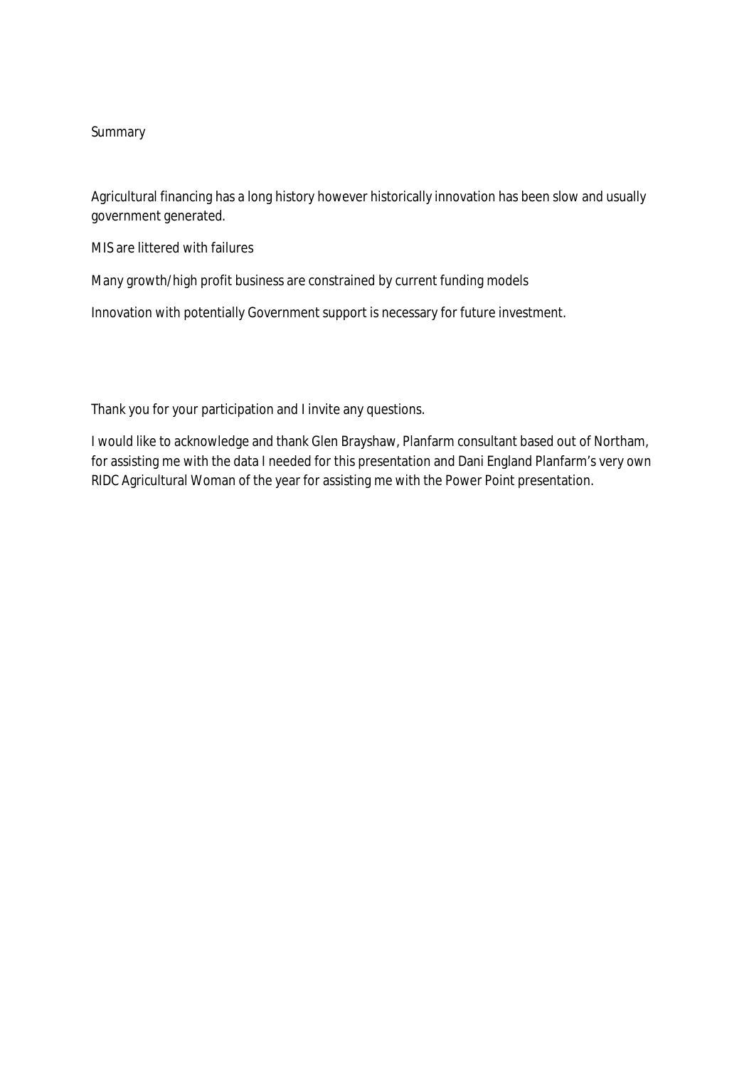Summary

Agricultural financing has a long history however historically innovation has been slow and usually government generated.

MIS are littered with failures

Many growth/high profit business are constrained by current funding models

Innovation with potentially Government support is necessary for future investment.

Thank you for your participation and I invite any questions.

I would like to acknowledge and thank Glen Brayshaw, Planfarm consultant based out of Northam, for assisting me with the data I needed for this presentation and Dani England Planfarm's very own RIDC Agricultural Woman of the year for assisting me with the Power Point presentation.